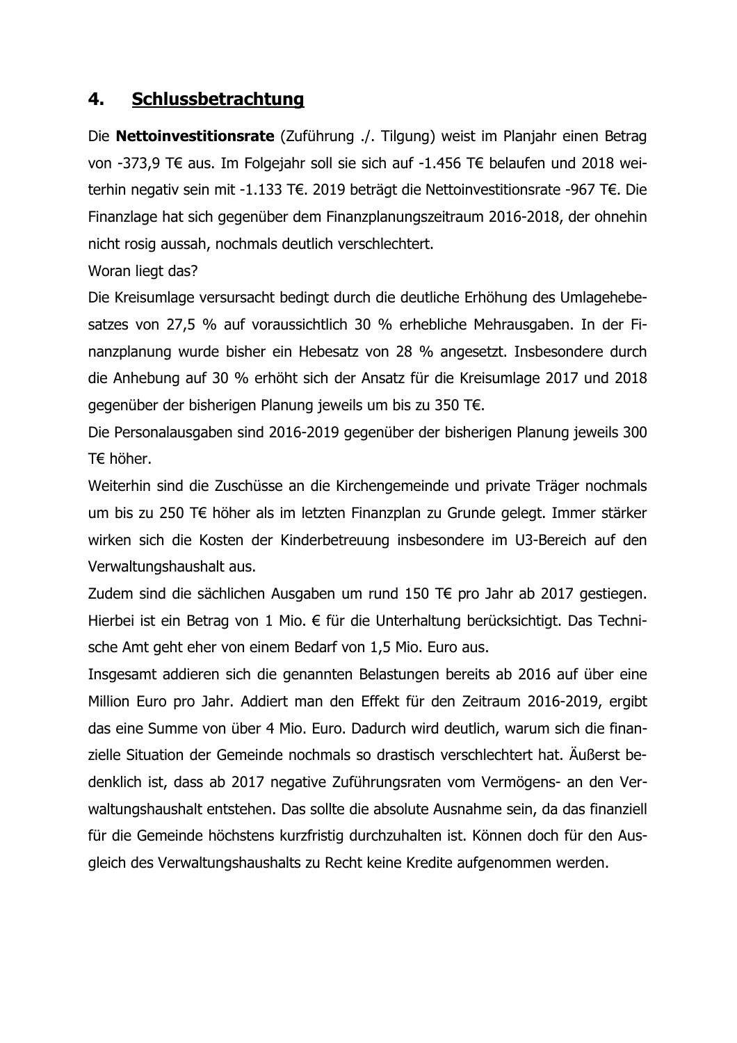## 4. Schlussbetrachtung

Die **Nettoinvestitionsrate** (Zuführung ./. Tilgung) weist im Planjahr einen Betrag von -373,9 T€ aus. Im Folgejahr soll sie sich auf -1.456 T€ belaufen und 2018 weiterhin negativ sein mit -1.133 T€. 2019 beträgt die Nettoinvestitionsrate -967 T€. Die Finanzlage hat sich gegenüber dem Finanzplanungszeitraum 2016-2018, der ohnehin nicht rosig aussah, nochmals deutlich verschlechtert.

Woran liegt das?

Die Kreisumlage versursacht bedingt durch die deutliche Erhöhung des Umlagehebesatzes von 27,5 % auf voraussichtlich 30 % erhebliche Mehrausgaben. In der Finanzplanung wurde bisher ein Hebesatz von 28 % angesetzt. Insbesondere durch die Anhebung auf 30 % erhöht sich der Ansatz für die Kreisumlage 2017 und 2018 gegenüber der bisherigen Planung jeweils um bis zu 350 T€.

Die Personalausgaben sind 2016-2019 gegenüber der bisherigen Planung jeweils 300 T€ höher.

Weiterhin sind die Zuschüsse an die Kirchengemeinde und private Träger nochmals um bis zu 250 T€ höher als im letzten Finanzplan zu Grunde gelegt. Immer stärker wirken sich die Kosten der Kinderbetreuung insbesondere im U3-Bereich auf den Verwaltungshaushalt aus.

Zudem sind die sächlichen Ausgaben um rund 150 T€ pro Jahr ab 2017 gestiegen. Hierbei ist ein Betrag von 1 Mio. € für die Unterhaltung berücksichtigt. Das Technische Amt geht eher von einem Bedarf von 1,5 Mio. Euro aus.

Insgesamt addieren sich die genannten Belastungen bereits ab 2016 auf über eine Million Euro pro Jahr. Addiert man den Effekt für den Zeitraum 2016-2019, ergibt das eine Summe von über 4 Mio. Euro. Dadurch wird deutlich, warum sich die finanzielle Situation der Gemeinde nochmals so drastisch verschlechtert hat. Äußerst bedenklich ist, dass ab 2017 negative Zuführungsraten vom Vermögens- an den Verwaltungshaushalt entstehen. Das sollte die absolute Ausnahme sein, da das finanziell für die Gemeinde höchstens kurzfristig durchzuhalten ist. Können doch für den Ausgleich des Verwaltungshaushalts zu Recht keine Kredite aufgenommen werden.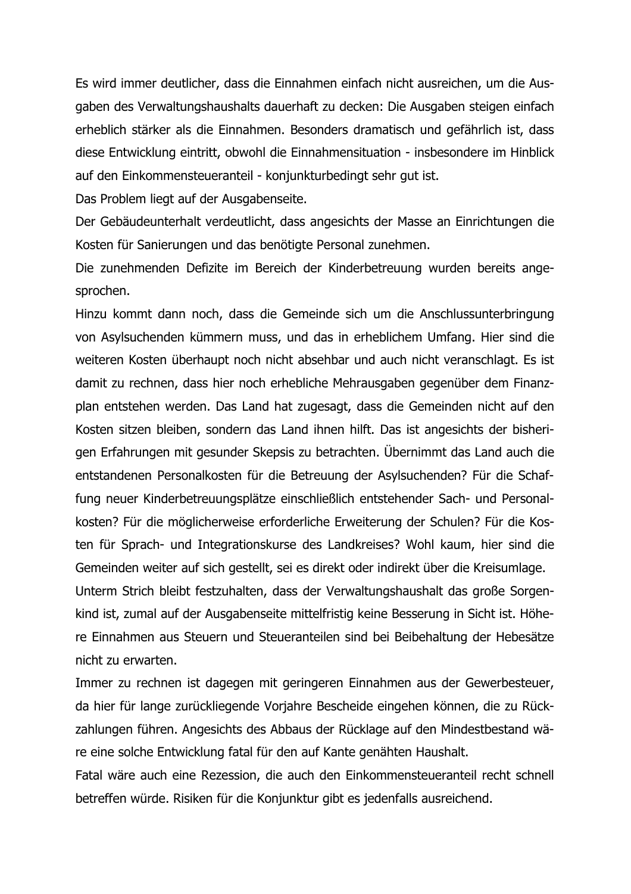Es wird immer deutlicher, dass die Einnahmen einfach nicht ausreichen, um die Ausgaben des Verwaltungshaushalts dauerhaft zu decken: Die Ausgaben steigen einfach erheblich stärker als die Einnahmen. Besonders dramatisch und gefährlich ist, dass diese Entwicklung eintritt, obwohl die Einnahmensituation - insbesondere im Hinblick auf den Einkommensteueranteil - konjunkturbedingt sehr gut ist.

Das Problem liegt auf der Ausgabenseite.

Der Gebäudeunterhalt verdeutlicht, dass angesichts der Masse an Einrichtungen die Kosten für Sanierungen und das benötigte Personal zunehmen.

Die zunehmenden Defizite im Bereich der Kinderbetreuung wurden bereits angesprochen.

Hinzu kommt dann noch, dass die Gemeinde sich um die Anschlussunterbringung von Asylsuchenden kümmern muss, und das in erheblichem Umfang. Hier sind die weiteren Kosten überhaupt noch nicht absehbar und auch nicht veranschlagt. Es ist damit zu rechnen, dass hier noch erhebliche Mehrausgaben gegenüber dem Finanzplan entstehen werden. Das Land hat zugesagt, dass die Gemeinden nicht auf den Kosten sitzen bleiben, sondern das Land ihnen hilft. Das ist angesichts der bisherigen Erfahrungen mit gesunder Skepsis zu betrachten. Übernimmt das Land auch die entstandenen Personalkosten für die Betreuung der Asylsuchenden? Für die Schaffung neuer Kinderbetreuungsplätze einschließlich entstehender Sach- und Personalkosten? Für die möglicherweise erforderliche Erweiterung der Schulen? Für die Kosten für Sprach- und Integrationskurse des Landkreises? Wohl kaum, hier sind die Gemeinden weiter auf sich gestellt, sei es direkt oder indirekt über die Kreisumlage.

Unterm Strich bleibt festzuhalten, dass der Verwaltungshaushalt das große Sorgenkind ist, zumal auf der Ausgabenseite mittelfristig keine Besserung in Sicht ist. Höhere Einnahmen aus Steuern und Steueranteilen sind bei Beibehaltung der Hebesätze nicht zu erwarten.

Immer zu rechnen ist dagegen mit geringeren Einnahmen aus der Gewerbesteuer, da hier für lange zurückliegende Vorjahre Bescheide eingehen können, die zu Rückzahlungen führen. Angesichts des Abbaus der Rücklage auf den Mindestbestand wäre eine solche Entwicklung fatal für den auf Kante genähten Haushalt.

Fatal wäre auch eine Rezession, die auch den Einkommensteueranteil recht schnell betreffen würde. Risiken für die Konjunktur gibt es jedenfalls ausreichend.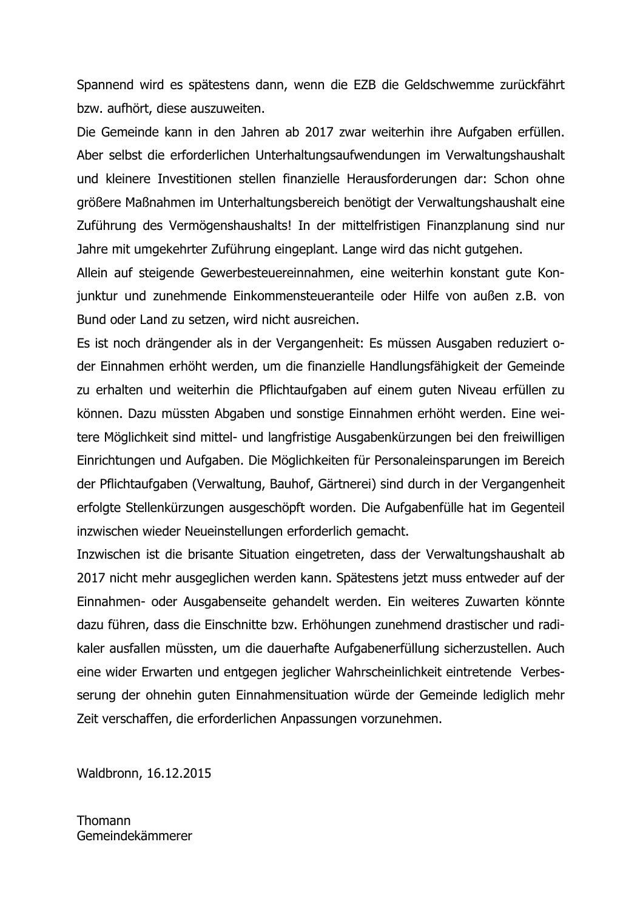Spannend wird es spätestens dann, wenn die EZB die Geldschwemme zurückfährt bzw. aufhört, diese auszuweiten.

Die Gemeinde kann in den Jahren ab 2017 zwar weiterhin ihre Aufgaben erfüllen. Aber selbst die erforderlichen Unterhaltungsaufwendungen im Verwaltungshaushalt und kleinere Investitionen stellen finanzielle Herausforderungen dar: Schon ohne größere Maßnahmen im Unterhaltungsbereich benötigt der Verwaltungshaushalt eine Zuführung des Vermögenshaushalts! In der mittelfristigen Finanzplanung sind nur Jahre mit umgekehrter Zuführung eingeplant. Lange wird das nicht gutgehen.

Allein auf steigende Gewerbesteuereinnahmen, eine weiterhin konstant gute Konjunktur und zunehmende Einkommensteueranteile oder Hilfe von außen z.B. von Bund oder Land zu setzen, wird nicht ausreichen.

Es ist noch drängender als in der Vergangenheit: Es müssen Ausgaben reduziert oder Einnahmen erhöht werden, um die finanzielle Handlungsfähigkeit der Gemeinde zu erhalten und weiterhin die Pflichtaufgaben auf einem guten Niveau erfüllen zu können. Dazu müssten Abgaben und sonstige Einnahmen erhöht werden. Eine weitere Möglichkeit sind mittel- und langfristige Ausgabenkürzungen bei den freiwilligen Einrichtungen und Aufgaben. Die Möglichkeiten für Personaleinsparungen im Bereich der Pflichtaufgaben (Verwaltung, Bauhof, Gärtnerei) sind durch in der Vergangenheit erfolgte Stellenkürzungen ausgeschöpft worden. Die Aufgabenfülle hat im Gegenteil inzwischen wieder Neueinstellungen erforderlich gemacht.

Inzwischen ist die brisante Situation eingetreten, dass der Verwaltungshaushalt ab 2017 nicht mehr ausgeglichen werden kann. Spätestens jetzt muss entweder auf der Einnahmen- oder Ausgabenseite gehandelt werden. Ein weiteres Zuwarten könnte dazu führen, dass die Einschnitte bzw. Erhöhungen zunehmend drastischer und radikaler ausfallen müssten, um die dauerhafte Aufgabenerfüllung sicherzustellen. Auch eine wider Erwarten und entgegen jeglicher Wahrscheinlichkeit eintretende Verbesserung der ohnehin guten Einnahmensituation würde der Gemeinde lediglich mehr Zeit verschaffen, die erforderlichen Anpassungen vorzunehmen.

Waldbronn, 16.12.2015

Thomann
Gemeindekämmerer